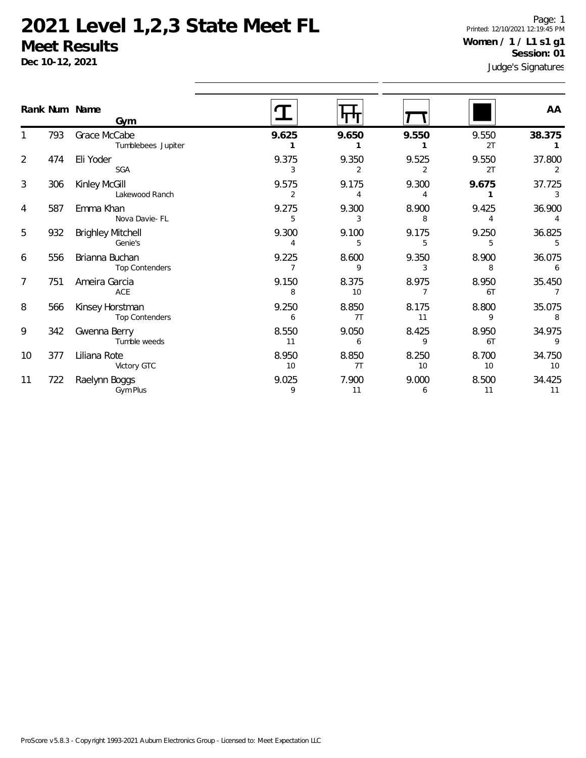# 2021 Level 1,2,3 State Meet FL

## Meet Results

**Dec 10-12, 2021**

Printed: 12/10/2021 12:19:45 PM

**Women / 1 / L1 s1 g1**
**Session: 01**

Judge's Signatures

| Rank | Num | Name / Gym | Vault | Bars | Beam | Floor | AA |
|---|---|---|---|---|---|---|---|
| 1 | 793 | Grace McCabe<br>Tumblebees Jupiter | **9.625**<br>**1** | **9.650**<br>**1** | **9.550**<br>**1** | 9.550<br>2T | **38.375**<br>**1** |
| 2 | 474 | Eli Yoder<br>SGA | 9.375<br>3 | 9.350<br>2 | 9.525<br>2 | 9.550<br>2T | 37.800<br>2 |
| 3 | 306 | Kinley McGill<br>Lakewood Ranch | 9.575<br>2 | 9.175<br>4 | 9.300<br>4 | **9.675**<br>**1** | 37.725<br>3 |
| 4 | 587 | Emma Khan<br>Nova Davie- FL | 9.275<br>5 | 9.300<br>3 | 8.900<br>8 | 9.425<br>4 | 36.900<br>4 |
| 5 | 932 | Brighley Mitchell<br>Genie's | 9.300<br>4 | 9.100<br>5 | 9.175<br>5 | 9.250<br>5 | 36.825<br>5 |
| 6 | 556 | Brianna Buchan<br>Top Contenders | 9.225<br>7 | 8.600<br>9 | 9.350<br>3 | 8.900<br>8 | 36.075<br>6 |
| 7 | 751 | Ameira Garcia<br>ACE | 9.150<br>8 | 8.375<br>10 | 8.975<br>7 | 8.950<br>6T | 35.450<br>7 |
| 8 | 566 | Kinsey Horstman<br>Top Contenders | 9.250<br>6 | 8.850<br>7T | 8.175<br>11 | 8.800<br>9 | 35.075<br>8 |
| 9 | 342 | Gwenna Berry<br>Tumble weeds | 8.550<br>11 | 9.050<br>6 | 8.425<br>9 | 8.950<br>6T | 34.975<br>9 |
| 10 | 377 | Liliana Rote<br>Victory GTC | 8.950<br>10 | 8.850<br>7T | 8.250<br>10 | 8.700<br>10 | 34.750<br>10 |
| 11 | 722 | Raelynn Boggs<br>Gym Plus | 9.025<br>9 | 7.900<br>11 | 9.000<br>6 | 8.500<br>11 | 34.425<br>11 |

ProScore v5.8.3 - Copyright 1993-2021 Auburn Electronics Group - Licensed to: Meet Expectation LLC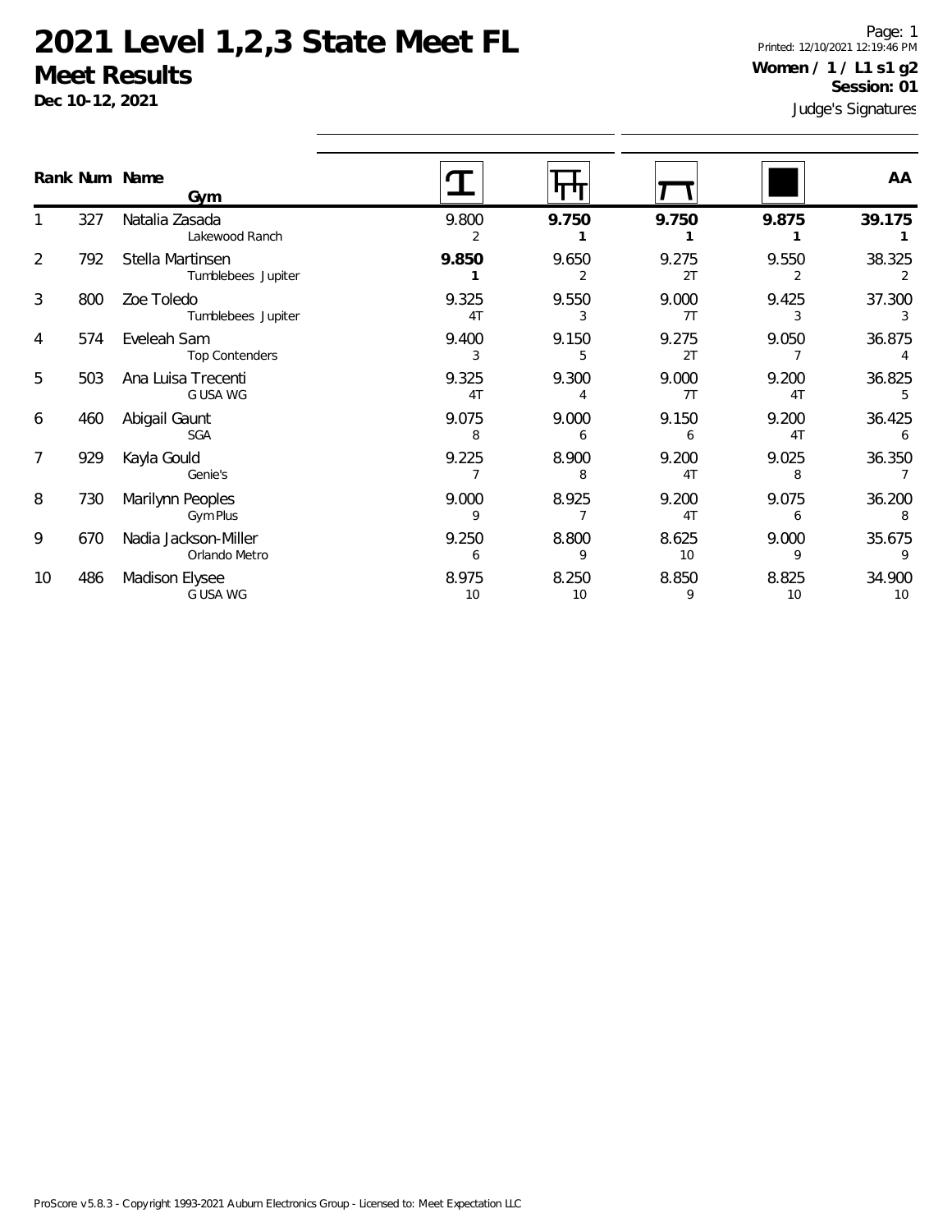# 2021 Level 1,2,3 State Meet FL

## Meet Results

**Dec 10-12, 2021**

Printed: 12/10/2021 12:19:46 PM

**Women / 1 / L1 s1 g2**

**Session: 01**

Judge's Signatures

| Rank | Num | Name / Gym | Vault | Bars | Beam | Floor | AA |
|---|---|---|---|---|---|---|---|
| 1 | 327 | Natalia Zasada<br>Lakewood Ranch | 9.800<br>2 | **9.750**<br>**1** | **9.750**<br>**1** | **9.875**<br>**1** | **39.175**<br>**1** |
| 2 | 792 | Stella Martinsen<br>Tumblebees Jupiter | **9.850**<br>**1** | 9.650<br>2 | 9.275<br>2T | 9.550<br>2 | 38.325<br>2 |
| 3 | 800 | Zoe Toledo<br>Tumblebees Jupiter | 9.325<br>4T | 9.550<br>3 | 9.000<br>7T | 9.425<br>3 | 37.300<br>3 |
| 4 | 574 | Eveleah Sam<br>Top Contenders | 9.400<br>3 | 9.150<br>5 | 9.275<br>2T | 9.050<br>7 | 36.875<br>4 |
| 5 | 503 | Ana Luisa Trecenti<br>G USA WG | 9.325<br>4T | 9.300<br>4 | 9.000<br>7T | 9.200<br>4T | 36.825<br>5 |
| 6 | 460 | Abigail Gaunt<br>SGA | 9.075<br>8 | 9.000<br>6 | 9.150<br>6 | 9.200<br>4T | 36.425<br>6 |
| 7 | 929 | Kayla Gould<br>Genie's | 9.225<br>7 | 8.900<br>8 | 9.200<br>4T | 9.025<br>8 | 36.350<br>7 |
| 8 | 730 | Marilynn Peoples<br>Gym Plus | 9.000<br>9 | 8.925<br>7 | 9.200<br>4T | 9.075<br>6 | 36.200<br>8 |
| 9 | 670 | Nadia Jackson-Miller<br>Orlando Metro | 9.250<br>6 | 8.800<br>9 | 8.625<br>10 | 9.000<br>9 | 35.675<br>9 |
| 10 | 486 | Madison Elysee<br>G USA WG | 8.975<br>10 | 8.250<br>10 | 8.850<br>9 | 8.825<br>10 | 34.900<br>10 |

ProScore v5.8.3 - Copyright 1993-2021 Auburn Electronics Group - Licensed to: Meet Expectation LLC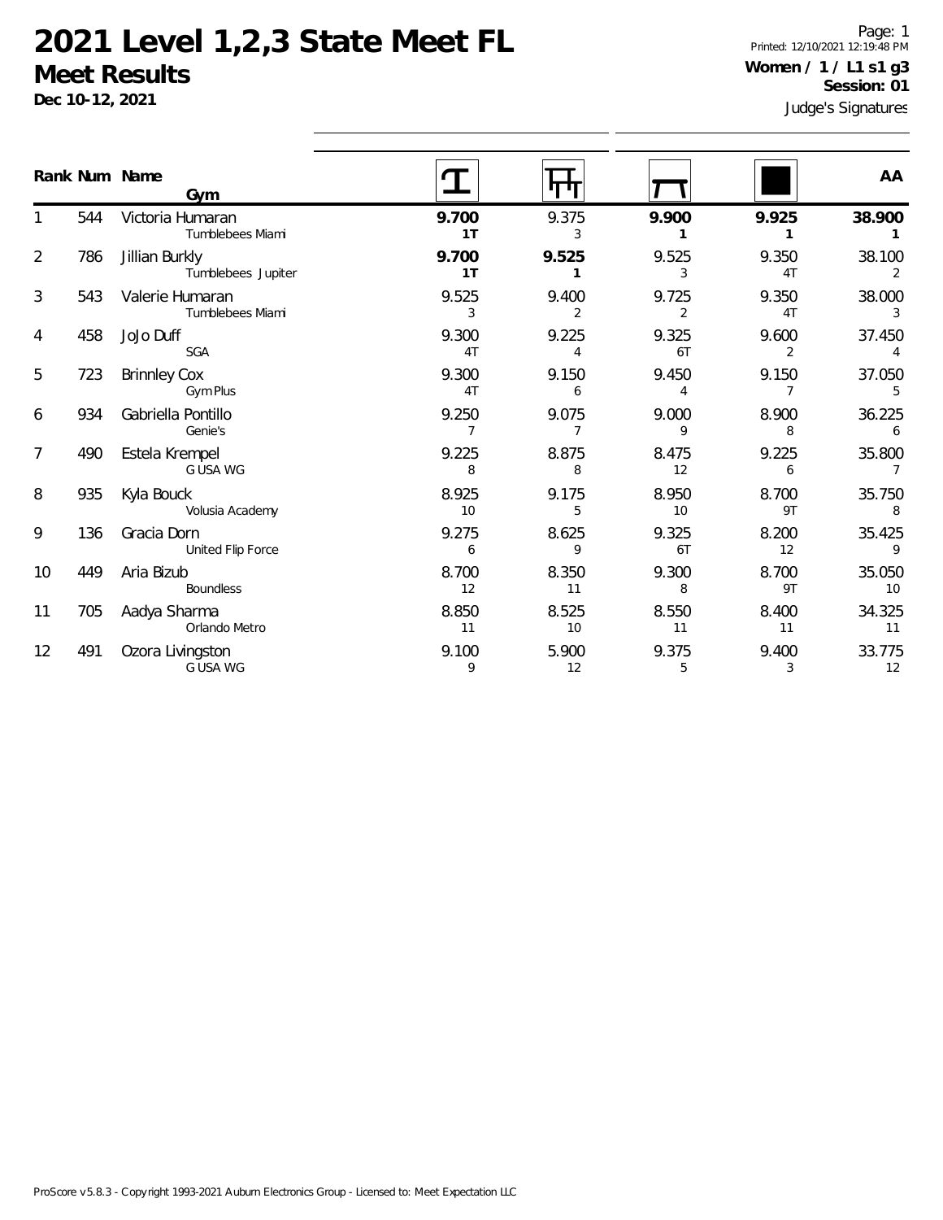# 2021 Level 1,2,3 State Meet FL

## Meet Results

**Dec 10-12, 2021**

**Women / 1 / L1 s1 g3**
**Session: 01**

Judge's Signatures

| Rank | Num | Name / Gym | Vault | Bars | Beam | Floor | AA |
|---|---|---|---|---|---|---|---|
| 1 | 544 | Victoria Humaran<br>Tumblebees Miami | **9.700**<br>**1T** | 9.375<br>3 | **9.900**<br>**1** | **9.925**<br>**1** | **38.900**<br>**1** |
| 2 | 786 | Jillian Burkly<br>Tumblebees Jupiter | **9.700**<br>**1T** | **9.525**<br>**1** | 9.525<br>3 | 9.350<br>4T | 38.100<br>2 |
| 3 | 543 | Valerie Humaran<br>Tumblebees Miami | 9.525<br>3 | 9.400<br>2 | 9.725<br>2 | 9.350<br>4T | 38.000<br>3 |
| 4 | 458 | JoJo Duff<br>SGA | 9.300<br>4T | 9.225<br>4 | 9.325<br>6T | 9.600<br>2 | 37.450<br>4 |
| 5 | 723 | Brinnley Cox<br>Gym Plus | 9.300<br>4T | 9.150<br>6 | 9.450<br>4 | 9.150<br>7 | 37.050<br>5 |
| 6 | 934 | Gabriella Pontillo<br>Genie's | 9.250<br>7 | 9.075<br>7 | 9.000<br>9 | 8.900<br>8 | 36.225<br>6 |
| 7 | 490 | Estela Krempel<br>G USA WG | 9.225<br>8 | 8.875<br>8 | 8.475<br>12 | 9.225<br>6 | 35.800<br>7 |
| 8 | 935 | Kyla Bouck<br>Volusia Academy | 8.925<br>10 | 9.175<br>5 | 8.950<br>10 | 8.700<br>9T | 35.750<br>8 |
| 9 | 136 | Gracia Dorn<br>United Flip Force | 9.275<br>6 | 8.625<br>9 | 9.325<br>6T | 8.200<br>12 | 35.425<br>9 |
| 10 | 449 | Aria Bizub<br>Boundless | 8.700<br>12 | 8.350<br>11 | 9.300<br>8 | 8.700<br>9T | 35.050<br>10 |
| 11 | 705 | Aadya Sharma<br>Orlando Metro | 8.850<br>11 | 8.525<br>10 | 8.550<br>11 | 8.400<br>11 | 34.325<br>11 |
| 12 | 491 | Ozora Livingston<br>G USA WG | 9.100<br>9 | 5.900<br>12 | 9.375<br>5 | 9.400<br>3 | 33.775<br>12 |

ProScore v5.8.3 - Copyright 1993-2021 Auburn Electronics Group - Licensed to: Meet Expectation LLC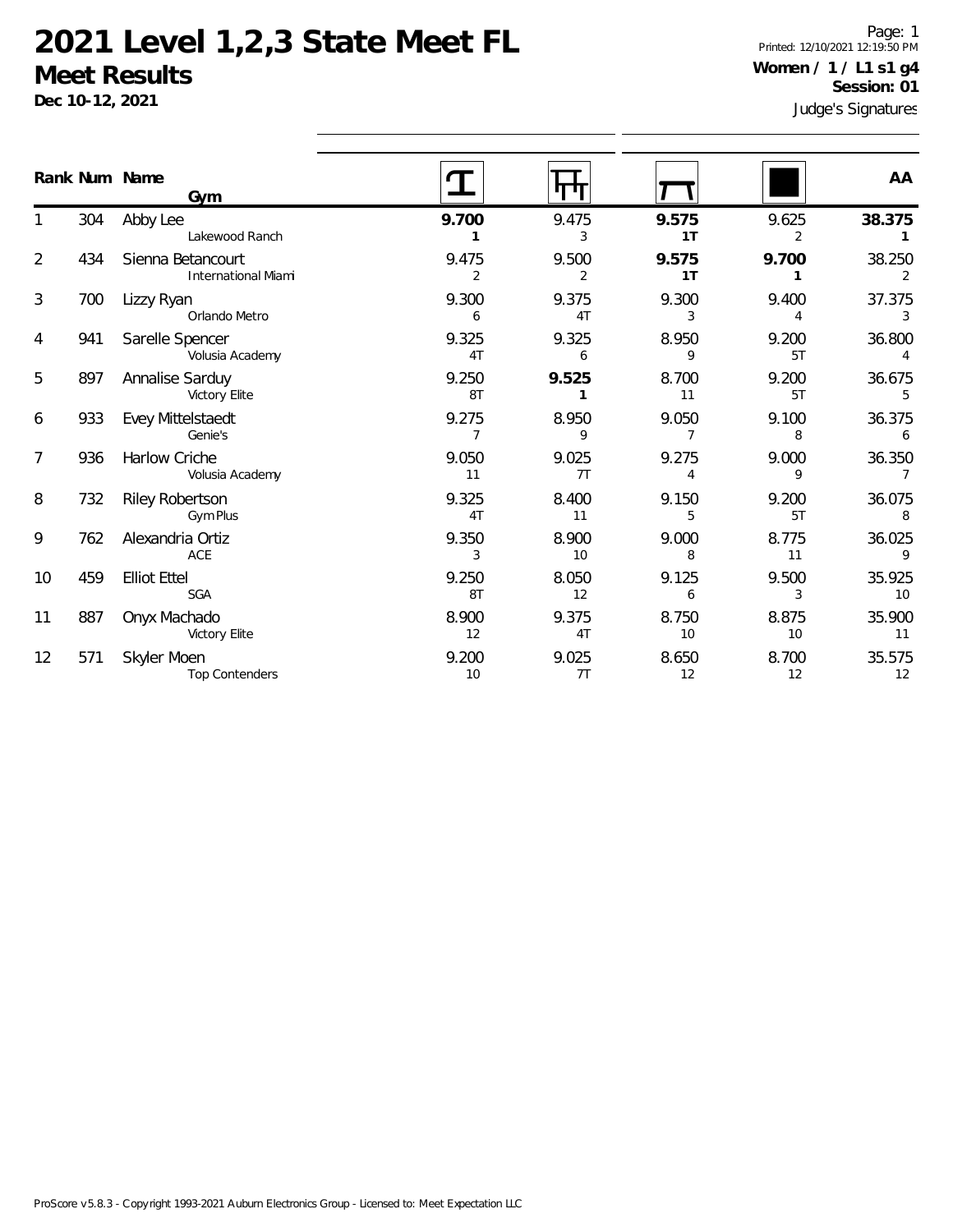# 2021 Level 1,2,3 State Meet FL

## Meet Results

**Dec 10-12, 2021**

Page: 1
Printed: 12/10/2021 12:19:50 PM

**Women / 1 / L1 s1 g4**
**Session: 01**

Judge's Signatures

| Rank | Num | Name / Gym | Vault | Bars | Beam | Floor | AA |
|---|---|---|---|---|---|---|---|
| 1 | 304 | Abby Lee<br>Lakewood Ranch | **9.700**<br>**1** | 9.475<br>3 | **9.575**<br>**1T** | 9.625<br>2 | **38.375**<br>**1** |
| 2 | 434 | Sienna Betancourt<br>International Miami | 9.475<br>2 | 9.500<br>2 | **9.575**<br>**1T** | **9.700**<br>**1** | 38.250<br>2 |
| 3 | 700 | Lizzy Ryan<br>Orlando Metro | 9.300<br>6 | 9.375<br>4T | 9.300<br>3 | 9.400<br>4 | 37.375<br>3 |
| 4 | 941 | Sarelle Spencer<br>Volusia Academy | 9.325<br>4T | 9.325<br>6 | 8.950<br>9 | 9.200<br>5T | 36.800<br>4 |
| 5 | 897 | Annalise Sarduy<br>Victory Elite | 9.250<br>8T | **9.525**<br>**1** | 8.700<br>11 | 9.200<br>5T | 36.675<br>5 |
| 6 | 933 | Evey Mittelstaedt<br>Genie's | 9.275<br>7 | 8.950<br>9 | 9.050<br>7 | 9.100<br>8 | 36.375<br>6 |
| 7 | 936 | Harlow Criche<br>Volusia Academy | 9.050<br>11 | 9.025<br>7T | 9.275<br>4 | 9.000<br>9 | 36.350<br>7 |
| 8 | 732 | Riley Robertson<br>Gym Plus | 9.325<br>4T | 8.400<br>11 | 9.150<br>5 | 9.200<br>5T | 36.075<br>8 |
| 9 | 762 | Alexandria Ortiz<br>ACE | 9.350<br>3 | 8.900<br>10 | 9.000<br>8 | 8.775<br>11 | 36.025<br>9 |
| 10 | 459 | Elliot Ettel<br>SGA | 9.250<br>8T | 8.050<br>12 | 9.125<br>6 | 9.500<br>3 | 35.925<br>10 |
| 11 | 887 | Onyx Machado<br>Victory Elite | 8.900<br>12 | 9.375<br>4T | 8.750<br>10 | 8.875<br>10 | 35.900<br>11 |
| 12 | 571 | Skyler Moen<br>Top Contenders | 9.200<br>10 | 9.025<br>7T | 8.650<br>12 | 8.700<br>12 | 35.575<br>12 |

ProScore v5.8.3 - Copyright 1993-2021 Auburn Electronics Group - Licensed to: Meet Expectation LLC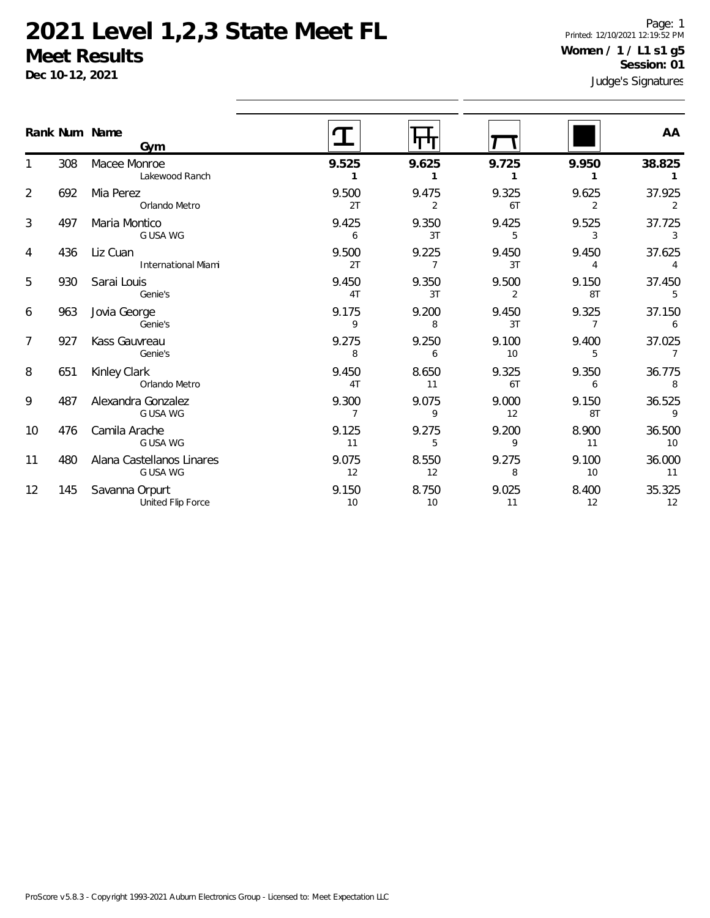# 2021 Level 1,2,3 State Meet FL

## Meet Results

**Dec 10-12, 2021**

Page: 1
Printed: 12/10/2021 12:19:52 PM

**Women / 1 / L1 s1 g5**
**Session: 01**

Judge's Signatures

| Rank | Num | Name / Gym | Vault | Bars | Beam | Floor | AA |
|---|---|---|---|---|---|---|---|
| 1 | 308 | Macee Monroe<br>Lakewood Ranch | **9.525**<br>**1** | **9.625**<br>**1** | **9.725**<br>**1** | **9.950**<br>**1** | **38.825**<br>**1** |
| 2 | 692 | Mia Perez<br>Orlando Metro | 9.500<br>2T | 9.475<br>2 | 9.325<br>6T | 9.625<br>2 | 37.925<br>2 |
| 3 | 497 | Maria Montico<br>G USA WG | 9.425<br>6 | 9.350<br>3T | 9.425<br>5 | 9.525<br>3 | 37.725<br>3 |
| 4 | 436 | Liz Cuan<br>International Miami | 9.500<br>2T | 9.225<br>7 | 9.450<br>3T | 9.450<br>4 | 37.625<br>4 |
| 5 | 930 | Sarai Louis<br>Genie's | 9.450<br>4T | 9.350<br>3T | 9.500<br>2 | 9.150<br>8T | 37.450<br>5 |
| 6 | 963 | Jovia George<br>Genie's | 9.175<br>9 | 9.200<br>8 | 9.450<br>3T | 9.325<br>7 | 37.150<br>6 |
| 7 | 927 | Kass Gauvreau<br>Genie's | 9.275<br>8 | 9.250<br>6 | 9.100<br>10 | 9.400<br>5 | 37.025<br>7 |
| 8 | 651 | Kinley Clark<br>Orlando Metro | 9.450<br>4T | 8.650<br>11 | 9.325<br>6T | 9.350<br>6 | 36.775<br>8 |
| 9 | 487 | Alexandra Gonzalez<br>G USA WG | 9.300<br>7 | 9.075<br>9 | 9.000<br>12 | 9.150<br>8T | 36.525<br>9 |
| 10 | 476 | Camila Arache<br>G USA WG | 9.125<br>11 | 9.275<br>5 | 9.200<br>9 | 8.900<br>11 | 36.500<br>10 |
| 11 | 480 | Alana Castellanos Linares<br>G USA WG | 9.075<br>12 | 8.550<br>12 | 9.275<br>8 | 9.100<br>10 | 36.000<br>11 |
| 12 | 145 | Savanna Orpurt<br>United Flip Force | 9.150<br>10 | 8.750<br>10 | 9.025<br>11 | 8.400<br>12 | 35.325<br>12 |

ProScore v5.8.3 - Copyright 1993-2021 Auburn Electronics Group - Licensed to: Meet Expectation LLC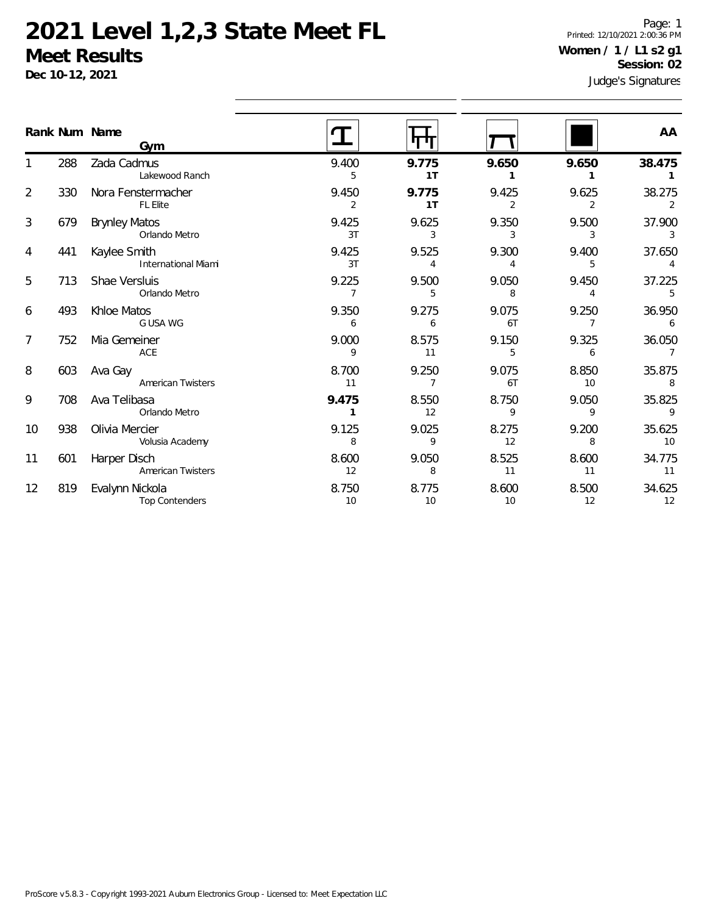# 2021 Level 1,2,3 State Meet FL

## Meet Results

**Dec 10-12, 2021**

**Women / 1 / L1 s2 g1**
**Session: 02**

Judge's Signatures

| Rank | Num | Name / Gym | Vault | Bars | Beam | Floor | AA |
|---|---|---|---|---|---|---|---|
| 1 | 288 | Zada Cadmus<br>Lakewood Ranch | 9.400<br>5 | **9.775**<br>**1T** | **9.650**<br>**1** | **9.650**<br>**1** | **38.475**<br>**1** |
| 2 | 330 | Nora Fenstermacher<br>FL Elite | 9.450<br>2 | **9.775**<br>**1T** | 9.425<br>2 | 9.625<br>2 | 38.275<br>2 |
| 3 | 679 | Brynley Matos<br>Orlando Metro | 9.425<br>3T | 9.625<br>3 | 9.350<br>3 | 9.500<br>3 | 37.900<br>3 |
| 4 | 441 | Kaylee Smith<br>International Miami | 9.425<br>3T | 9.525<br>4 | 9.300<br>4 | 9.400<br>5 | 37.650<br>4 |
| 5 | 713 | Shae Versluis<br>Orlando Metro | 9.225<br>7 | 9.500<br>5 | 9.050<br>8 | 9.450<br>4 | 37.225<br>5 |
| 6 | 493 | Khloe Matos<br>G USA WG | 9.350<br>6 | 9.275<br>6 | 9.075<br>6T | 9.250<br>7 | 36.950<br>6 |
| 7 | 752 | Mia Gemeiner<br>ACE | 9.000<br>9 | 8.575<br>11 | 9.150<br>5 | 9.325<br>6 | 36.050<br>7 |
| 8 | 603 | Ava Gay<br>American Twisters | 8.700<br>11 | 9.250<br>7 | 9.075<br>6T | 8.850<br>10 | 35.875<br>8 |
| 9 | 708 | Ava Telibasa<br>Orlando Metro | **9.475**<br>**1** | 8.550<br>12 | 8.750<br>9 | 9.050<br>9 | 35.825<br>9 |
| 10 | 938 | Olivia Mercier<br>Volusia Academy | 9.125<br>8 | 9.025<br>9 | 8.275<br>12 | 9.200<br>8 | 35.625<br>10 |
| 11 | 601 | Harper Disch<br>American Twisters | 8.600<br>12 | 9.050<br>8 | 8.525<br>11 | 8.600<br>11 | 34.775<br>11 |
| 12 | 819 | Evalynn Nickola<br>Top Contenders | 8.750<br>10 | 8.775<br>10 | 8.600<br>10 | 8.500<br>12 | 34.625<br>12 |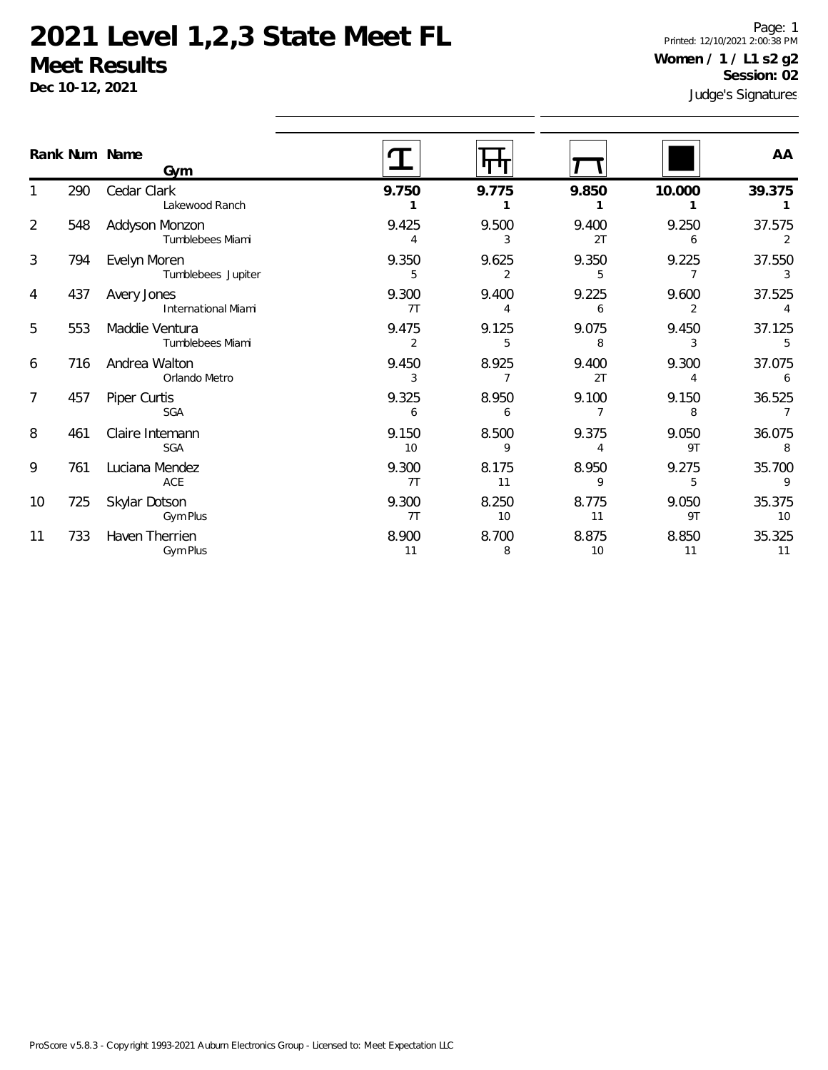# 2021 Level 1,2,3 State Meet FL

## Meet Results

**Dec 10-12, 2021**

**Women / 1 / L1 s2 g2**
**Session: 02**
Judge's Signatures

| Rank | Num | Name / Gym | Vault | Bars | Beam | Floor | AA |
|---|---|---|---|---|---|---|---|
| 1 | 290 | Cedar Clark<br>Lakewood Ranch | **9.750**<br>**1** | **9.775**<br>**1** | **9.850**<br>**1** | **10.000**<br>**1** | **39.375**<br>**1** |
| 2 | 548 | Addyson Monzon<br>Tumblebees Miami | 9.425<br>4 | 9.500<br>3 | 9.400<br>2T | 9.250<br>6 | 37.575<br>2 |
| 3 | 794 | Evelyn Moren<br>Tumblebees Jupiter | 9.350<br>5 | 9.625<br>2 | 9.350<br>5 | 9.225<br>7 | 37.550<br>3 |
| 4 | 437 | Avery Jones<br>International Miami | 9.300<br>7T | 9.400<br>4 | 9.225<br>6 | 9.600<br>2 | 37.525<br>4 |
| 5 | 553 | Maddie Ventura<br>Tumblebees Miami | 9.475<br>2 | 9.125<br>5 | 9.075<br>8 | 9.450<br>3 | 37.125<br>5 |
| 6 | 716 | Andrea Walton<br>Orlando Metro | 9.450<br>3 | 8.925<br>7 | 9.400<br>2T | 9.300<br>4 | 37.075<br>6 |
| 7 | 457 | Piper Curtis<br>SGA | 9.325<br>6 | 8.950<br>6 | 9.100<br>7 | 9.150<br>8 | 36.525<br>7 |
| 8 | 461 | Claire Intemann<br>SGA | 9.150<br>10 | 8.500<br>9 | 9.375<br>4 | 9.050<br>9T | 36.075<br>8 |
| 9 | 761 | Luciana Mendez<br>ACE | 9.300<br>7T | 8.175<br>11 | 8.950<br>9 | 9.275<br>5 | 35.700<br>9 |
| 10 | 725 | Skylar Dotson<br>Gym Plus | 9.300<br>7T | 8.250<br>10 | 8.775<br>11 | 9.050<br>9T | 35.375<br>10 |
| 11 | 733 | Haven Therrien<br>Gym Plus | 8.900<br>11 | 8.700<br>8 | 8.875<br>10 | 8.850<br>11 | 35.325<br>11 |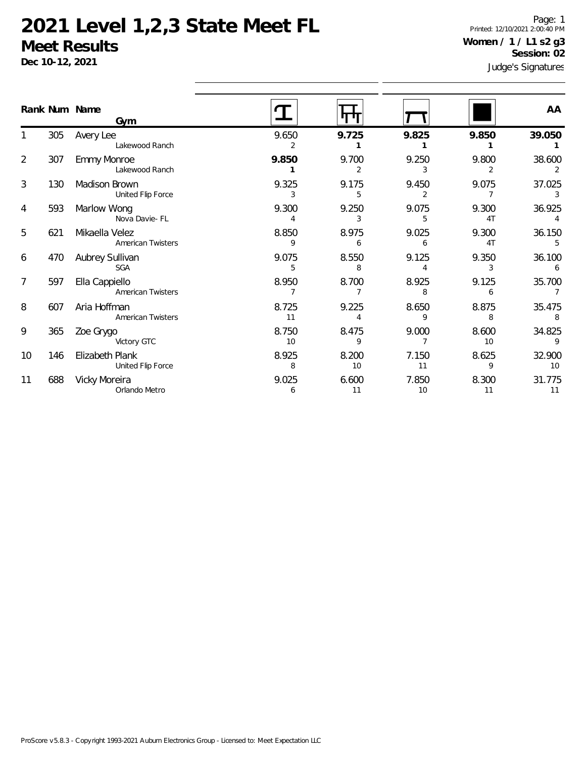# 2021 Level 1,2,3 State Meet FL

## Meet Results

**Dec 10-12, 2021**

Printed: 12/10/2021 2:00:40 PM

**Women / 1 / L1 s2 g3**

**Session: 02**

Judge's Signatures

| Rank | Num | Name / Gym | Vault | Bars | Beam | Floor | AA |
|---|---|---|---|---|---|---|---|
| 1 | 305 | Avery Lee<br>Lakewood Ranch | 9.650<br>2 | **9.725**<br>**1** | **9.825**<br>**1** | **9.850**<br>**1** | **39.050**<br>**1** |
| 2 | 307 | Emmy Monroe<br>Lakewood Ranch | **9.850**<br>**1** | 9.700<br>2 | 9.250<br>3 | 9.800<br>2 | 38.600<br>2 |
| 3 | 130 | Madison Brown<br>United Flip Force | 9.325<br>3 | 9.175<br>5 | 9.450<br>2 | 9.075<br>7 | 37.025<br>3 |
| 4 | 593 | Marlow Wong<br>Nova Davie- FL | 9.300<br>4 | 9.250<br>3 | 9.075<br>5 | 9.300<br>4T | 36.925<br>4 |
| 5 | 621 | Mikaella Velez<br>American Twisters | 8.850<br>9 | 8.975<br>6 | 9.025<br>6 | 9.300<br>4T | 36.150<br>5 |
| 6 | 470 | Aubrey Sullivan<br>SGA | 9.075<br>5 | 8.550<br>8 | 9.125<br>4 | 9.350<br>3 | 36.100<br>6 |
| 7 | 597 | Ella Cappiello<br>American Twisters | 8.950<br>7 | 8.700<br>7 | 8.925<br>8 | 9.125<br>6 | 35.700<br>7 |
| 8 | 607 | Aria Hoffman<br>American Twisters | 8.725<br>11 | 9.225<br>4 | 8.650<br>9 | 8.875<br>8 | 35.475<br>8 |
| 9 | 365 | Zoe Grygo<br>Victory GTC | 8.750<br>10 | 8.475<br>9 | 9.000<br>7 | 8.600<br>10 | 34.825<br>9 |
| 10 | 146 | Elizabeth Plank<br>United Flip Force | 8.925<br>8 | 8.200<br>10 | 7.150<br>11 | 8.625<br>9 | 32.900<br>10 |
| 11 | 688 | Vicky Moreira<br>Orlando Metro | 9.025<br>6 | 6.600<br>11 | 7.850<br>10 | 8.300<br>11 | 31.775<br>11 |

ProScore v5.8.3 - Copyright 1993-2021 Auburn Electronics Group - Licensed to: Meet Expectation LLC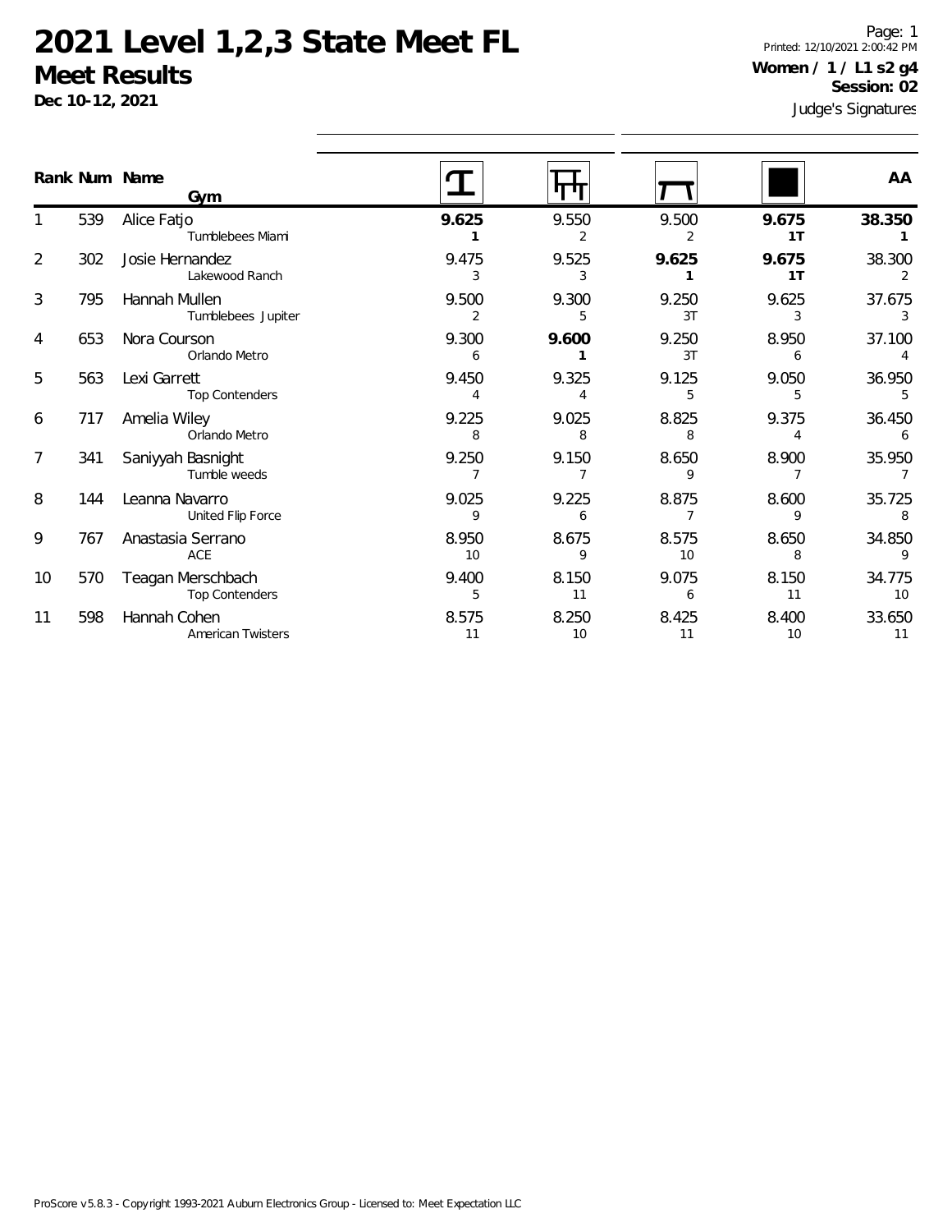# 2021 Level 1,2,3 State Meet FL

## Meet Results

**Dec 10-12, 2021**

Printed: 12/10/2021 2:00:42 PM

**Women / 1 / L1 s2 g4**

**Session: 02**

Judge's Signatures

| Rank | Num | Name / Gym | Vault | Bars | Beam | Floor | AA |
|---|---|---|---|---|---|---|---|
| 1 | 539 | Alice Fatjo<br>Tumblebees Miami | **9.625**<br>**1** | 9.550<br>2 | 9.500<br>2 | **9.675**<br>**1T** | **38.350**<br>**1** |
| 2 | 302 | Josie Hernandez<br>Lakewood Ranch | 9.475<br>3 | 9.525<br>3 | **9.625**<br>**1** | **9.675**<br>**1T** | 38.300<br>2 |
| 3 | 795 | Hannah Mullen<br>Tumblebees Jupiter | 9.500<br>2 | 9.300<br>5 | 9.250<br>3T | 9.625<br>3 | 37.675<br>3 |
| 4 | 653 | Nora Courson<br>Orlando Metro | 9.300<br>6 | **9.600**<br>**1** | 9.250<br>3T | 8.950<br>6 | 37.100<br>4 |
| 5 | 563 | Lexi Garrett<br>Top Contenders | 9.450<br>4 | 9.325<br>4 | 9.125<br>5 | 9.050<br>5 | 36.950<br>5 |
| 6 | 717 | Amelia Wiley<br>Orlando Metro | 9.225<br>8 | 9.025<br>8 | 8.825<br>8 | 9.375<br>4 | 36.450<br>6 |
| 7 | 341 | Saniyyah Basnight<br>Tumble weeds | 9.250<br>7 | 9.150<br>7 | 8.650<br>9 | 8.900<br>7 | 35.950<br>7 |
| 8 | 144 | Leanna Navarro<br>United Flip Force | 9.025<br>9 | 9.225<br>6 | 8.875<br>7 | 8.600<br>9 | 35.725<br>8 |
| 9 | 767 | Anastasia Serrano<br>ACE | 8.950<br>10 | 8.675<br>9 | 8.575<br>10 | 8.650<br>8 | 34.850<br>9 |
| 10 | 570 | Teagan Merschbach<br>Top Contenders | 9.400<br>5 | 8.150<br>11 | 9.075<br>6 | 8.150<br>11 | 34.775<br>10 |
| 11 | 598 | Hannah Cohen<br>American Twisters | 8.575<br>11 | 8.250<br>10 | 8.425<br>11 | 8.400<br>10 | 33.650<br>11 |

ProScore v5.8.3 - Copyright 1993-2021 Auburn Electronics Group - Licensed to: Meet Expectation LLC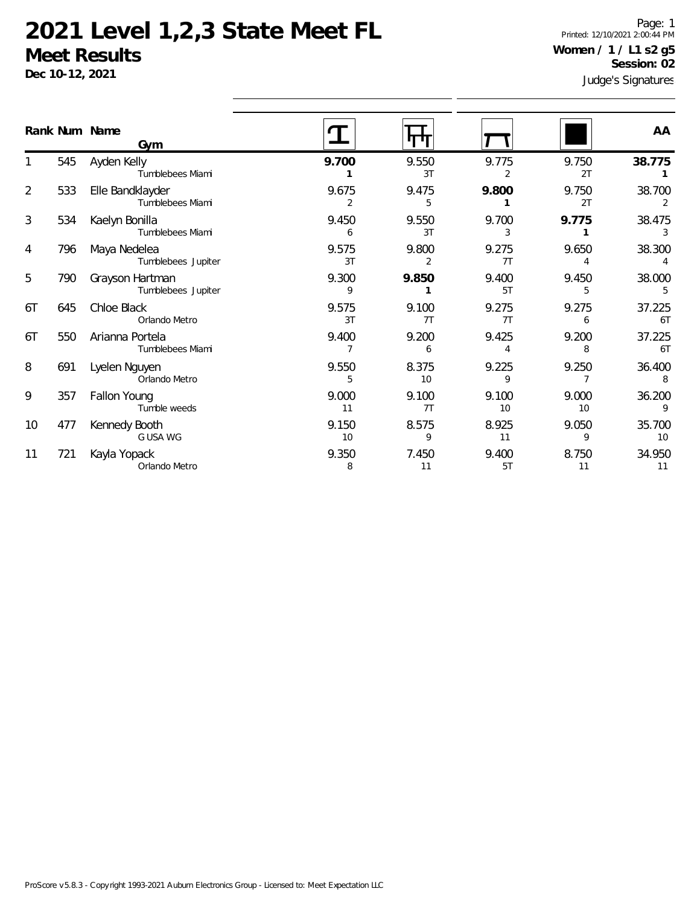# 2021 Level 1,2,3 State Meet FL

## Meet Results

**Dec 10-12, 2021**

Printed: 12/10/2021 2:00:44 PM

**Women / 1 / L1 s2 g5**

**Session: 02**

Judge's Signatures

| Rank | Num | Name / Gym | Vault | Bars | Beam | Floor | AA |
|---|---|---|---|---|---|---|---|
| 1 | 545 | Ayden Kelly<br>Tumblebees Miami | **9.700**<br>**1** | 9.550<br>3T | 9.775<br>2 | 9.750<br>2T | **38.775**<br>**1** |
| 2 | 533 | Elle Bandklayder<br>Tumblebees Miami | 9.675<br>2 | 9.475<br>5 | **9.800**<br>**1** | 9.750<br>2T | 38.700<br>2 |
| 3 | 534 | Kaelyn Bonilla<br>Tumblebees Miami | 9.450<br>6 | 9.550<br>3T | 9.700<br>3 | **9.775**<br>**1** | 38.475<br>3 |
| 4 | 796 | Maya Nedelea<br>Tumblebees Jupiter | 9.575<br>3T | 9.800<br>2 | 9.275<br>7T | 9.650<br>4 | 38.300<br>4 |
| 5 | 790 | Grayson Hartman<br>Tumblebees Jupiter | 9.300<br>9 | **9.850**<br>**1** | 9.400<br>5T | 9.450<br>5 | 38.000<br>5 |
| 6T | 645 | Chloe Black<br>Orlando Metro | 9.575<br>3T | 9.100<br>7T | 9.275<br>7T | 9.275<br>6 | 37.225<br>6T |
| 6T | 550 | Arianna Portela<br>Tumblebees Miami | 9.400<br>7 | 9.200<br>6 | 9.425<br>4 | 9.200<br>8 | 37.225<br>6T |
| 8 | 691 | Lyelen Nguyen<br>Orlando Metro | 9.550<br>5 | 8.375<br>10 | 9.225<br>9 | 9.250<br>7 | 36.400<br>8 |
| 9 | 357 | Fallon Young<br>Tumble weeds | 9.000<br>11 | 9.100<br>7T | 9.100<br>10 | 9.000<br>10 | 36.200<br>9 |
| 10 | 477 | Kennedy Booth<br>G USA WG | 9.150<br>10 | 8.575<br>9 | 8.925<br>11 | 9.050<br>9 | 35.700<br>10 |
| 11 | 721 | Kayla Yopack<br>Orlando Metro | 9.350<br>8 | 7.450<br>11 | 9.400<br>5T | 8.750<br>11 | 34.950<br>11 |

ProScore v5.8.3 - Copyright 1993-2021 Auburn Electronics Group - Licensed to: Meet Expectation LLC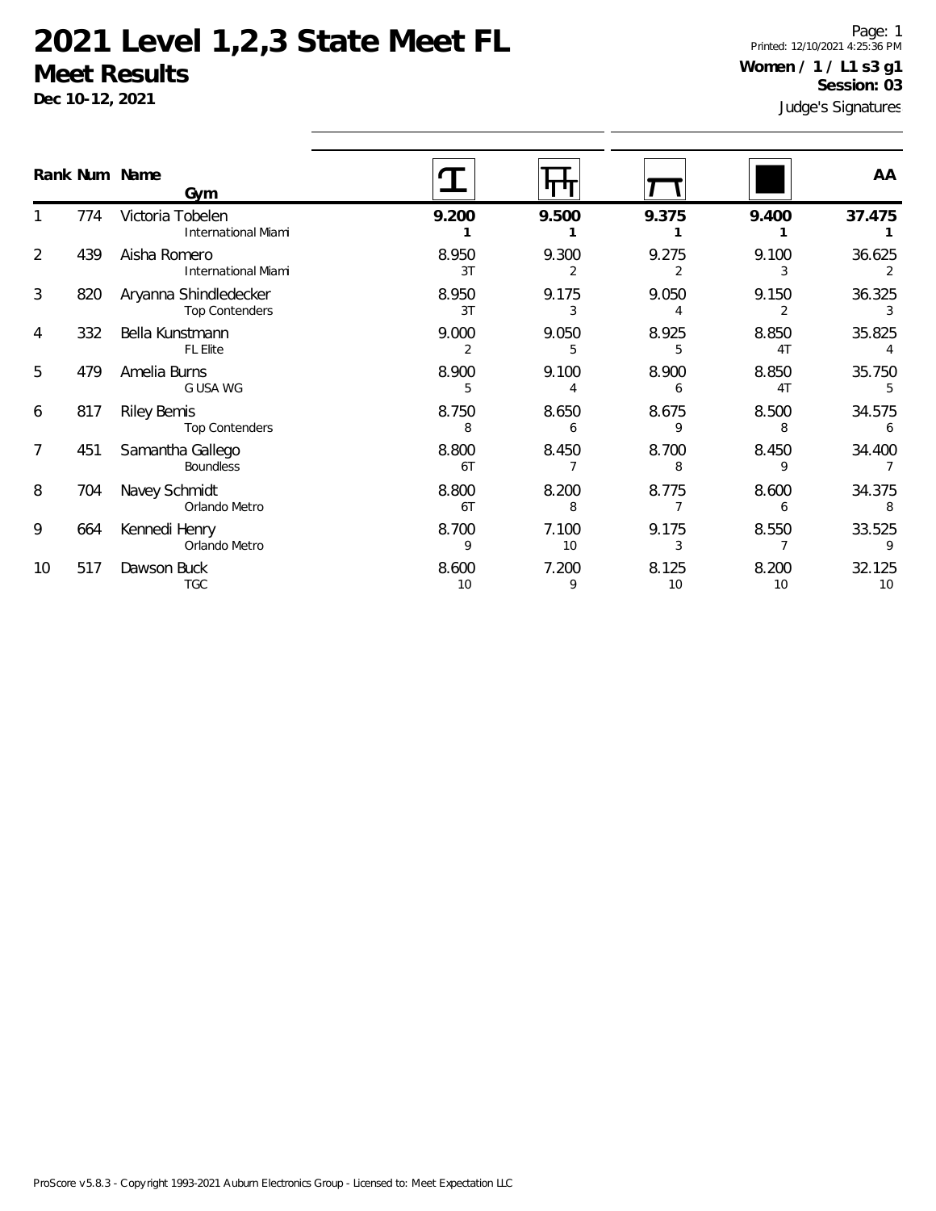# 2021 Level 1,2,3 State Meet FL

## Meet Results

**Dec 10-12, 2021**

Printed: 12/10/2021 4:25:36 PM

**Women / 1 / L1 s3 g1**

**Session: 03**

Judge's Signatures

| Rank | Num | Name / Gym | Vault | Bars | Beam | Floor | AA |
|---|---|---|---|---|---|---|---|
| 1 | 774 | Victoria Tobelen<br>International Miami | **9.200**<br>**1** | **9.500**<br>**1** | **9.375**<br>**1** | **9.400**<br>**1** | **37.475**<br>**1** |
| 2 | 439 | Aisha Romero<br>International Miami | 8.950<br>3T | 9.300<br>2 | 9.275<br>2 | 9.100<br>3 | 36.625<br>2 |
| 3 | 820 | Aryanna Shindledecker<br>Top Contenders | 8.950<br>3T | 9.175<br>3 | 9.050<br>4 | 9.150<br>2 | 36.325<br>3 |
| 4 | 332 | Bella Kunstmann<br>FL Elite | 9.000<br>2 | 9.050<br>5 | 8.925<br>5 | 8.850<br>4T | 35.825<br>4 |
| 5 | 479 | Amelia Burns<br>G USA WG | 8.900<br>5 | 9.100<br>4 | 8.900<br>6 | 8.850<br>4T | 35.750<br>5 |
| 6 | 817 | Riley Bemis<br>Top Contenders | 8.750<br>8 | 8.650<br>6 | 8.675<br>9 | 8.500<br>8 | 34.575<br>6 |
| 7 | 451 | Samantha Gallego<br>Boundless | 8.800<br>6T | 8.450<br>7 | 8.700<br>8 | 8.450<br>9 | 34.400<br>7 |
| 8 | 704 | Navey Schmidt<br>Orlando Metro | 8.800<br>6T | 8.200<br>8 | 8.775<br>7 | 8.600<br>6 | 34.375<br>8 |
| 9 | 664 | Kennedi Henry<br>Orlando Metro | 8.700<br>9 | 7.100<br>10 | 9.175<br>3 | 8.550<br>7 | 33.525<br>9 |
| 10 | 517 | Dawson Buck<br>TGC | 8.600<br>10 | 7.200<br>9 | 8.125<br>10 | 8.200<br>10 | 32.125<br>10 |

ProScore v5.8.3 - Copyright 1993-2021 Auburn Electronics Group - Licensed to: Meet Expectation LLC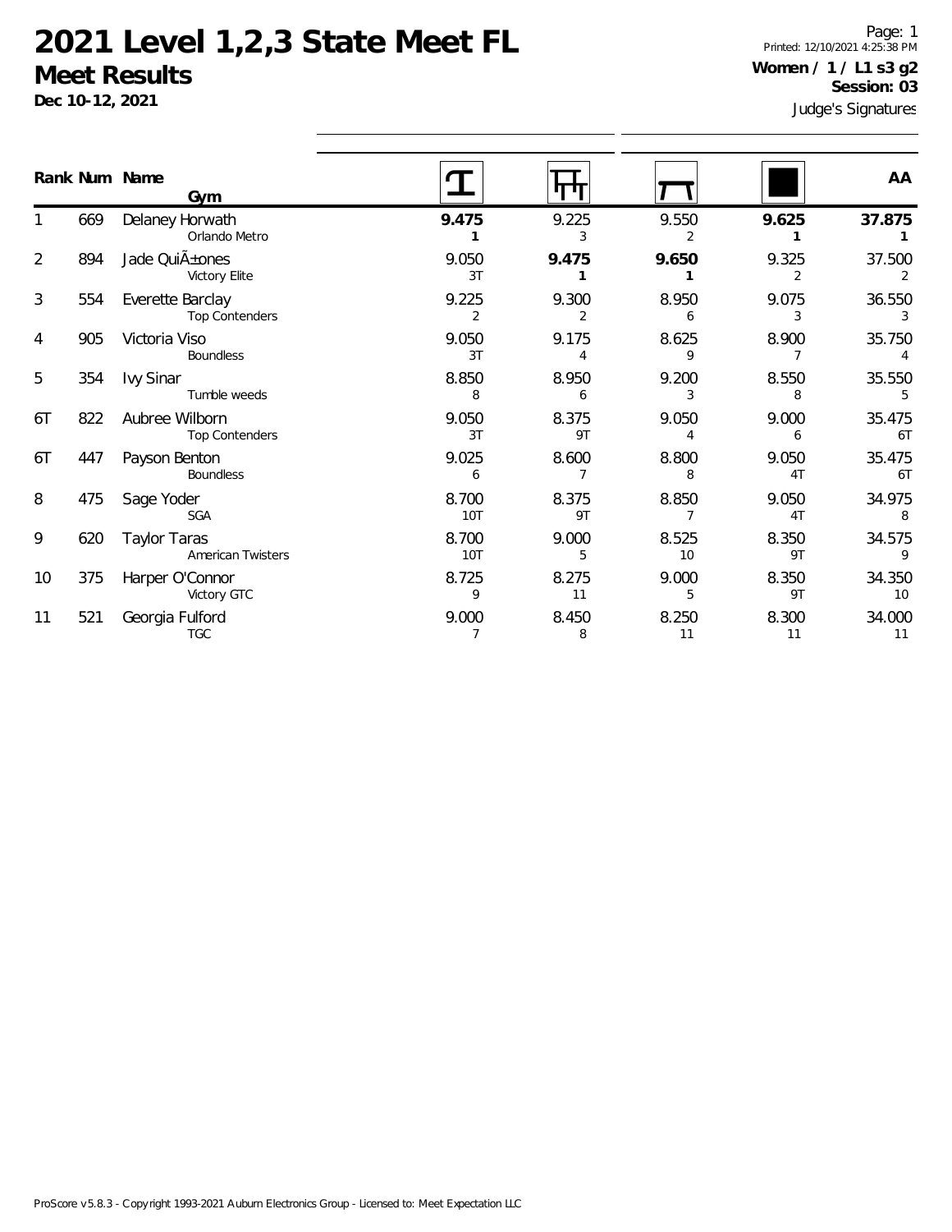# 2021 Level 1,2,3 State Meet FL

## Meet Results

**Dec 10-12, 2021**

Page: 1
Printed: 12/10/2021 4:25:38 PM

**Women / 1 / L1 s3 g2**
**Session: 03**

Judge's Signatures

| Rank | Num | Name / Gym | Vault | Bars | Beam | Floor | AA |
|---|---|---|---|---|---|---|---|
| 1 | 669 | Delaney Horwath<br>Orlando Metro | **9.475**<br>**1** | 9.225<br>3 | 9.550<br>2 | **9.625**<br>**1** | **37.875**<br>**1** |
| 2 | 894 | Jade QuiÃ±ones<br>Victory Elite | 9.050<br>3T | **9.475**<br>**1** | **9.650**<br>**1** | 9.325<br>2 | 37.500<br>2 |
| 3 | 554 | Everette Barclay<br>Top Contenders | 9.225<br>2 | 9.300<br>2 | 8.950<br>6 | 9.075<br>3 | 36.550<br>3 |
| 4 | 905 | Victoria Viso<br>Boundless | 9.050<br>3T | 9.175<br>4 | 8.625<br>9 | 8.900<br>7 | 35.750<br>4 |
| 5 | 354 | Ivy Sinar<br>Tumble weeds | 8.850<br>8 | 8.950<br>6 | 9.200<br>3 | 8.550<br>8 | 35.550<br>5 |
| 6T | 822 | Aubree Wilborn<br>Top Contenders | 9.050<br>3T | 8.375<br>9T | 9.050<br>4 | 9.000<br>6 | 35.475<br>6T |
| 6T | 447 | Payson Benton<br>Boundless | 9.025<br>6 | 8.600<br>7 | 8.800<br>8 | 9.050<br>4T | 35.475<br>6T |
| 8 | 475 | Sage Yoder<br>SGA | 8.700<br>10T | 8.375<br>9T | 8.850<br>7 | 9.050<br>4T | 34.975<br>8 |
| 9 | 620 | Taylor Taras<br>American Twisters | 8.700<br>10T | 9.000<br>5 | 8.525<br>10 | 8.350<br>9T | 34.575<br>9 |
| 10 | 375 | Harper O'Connor<br>Victory GTC | 8.725<br>9 | 8.275<br>11 | 9.000<br>5 | 8.350<br>9T | 34.350<br>10 |
| 11 | 521 | Georgia Fulford<br>TGC | 9.000<br>7 | 8.450<br>8 | 8.250<br>11 | 8.300<br>11 | 34.000<br>11 |

ProScore v5.8.3 - Copyright 1993-2021 Auburn Electronics Group - Licensed to: Meet Expectation LLC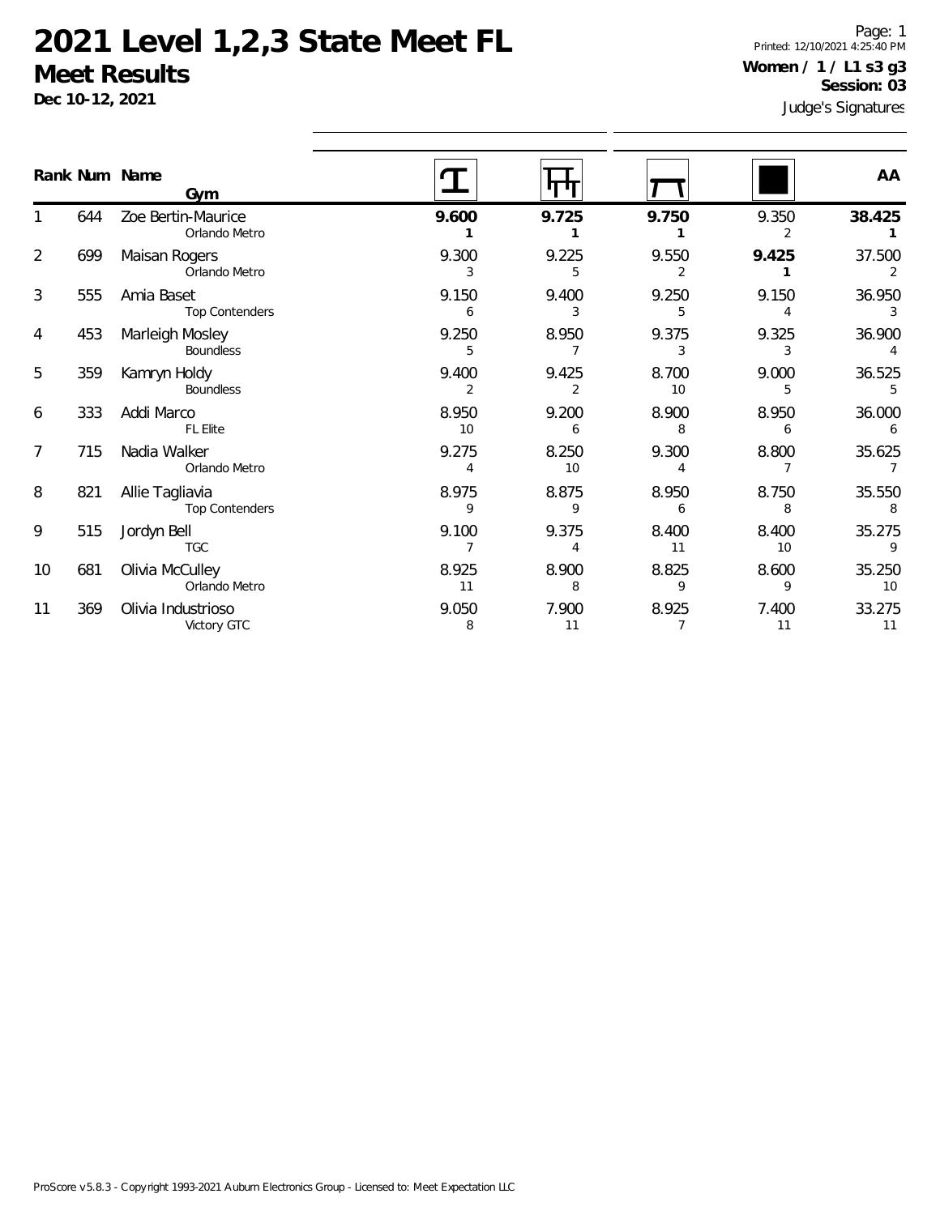# 2021 Level 1,2,3 State Meet FL

## Meet Results

**Dec 10-12, 2021**

Page: 1
Printed: 12/10/2021 4:25:40 PM

**Women / 1 / L1 s3 g3**
**Session: 03**

Judge's Signatures

| Rank | Num | Name / Gym | Vault | Bars | Beam | Floor | AA |
|---|---|---|---|---|---|---|---|
| 1 | 644 | Zoe Bertin-Maurice<br>Orlando Metro | **9.600**<br>**1** | **9.725**<br>**1** | **9.750**<br>**1** | 9.350<br>2 | **38.425**<br>**1** |
| 2 | 699 | Maisan Rogers<br>Orlando Metro | 9.300<br>3 | 9.225<br>5 | 9.550<br>2 | **9.425**<br>**1** | 37.500<br>2 |
| 3 | 555 | Amia Baset<br>Top Contenders | 9.150<br>6 | 9.400<br>3 | 9.250<br>5 | 9.150<br>4 | 36.950<br>3 |
| 4 | 453 | Marleigh Mosley<br>Boundless | 9.250<br>5 | 8.950<br>7 | 9.375<br>3 | 9.325<br>3 | 36.900<br>4 |
| 5 | 359 | Kamryn Holdy<br>Boundless | 9.400<br>2 | 9.425<br>2 | 8.700<br>10 | 9.000<br>5 | 36.525<br>5 |
| 6 | 333 | Addi Marco<br>FL Elite | 8.950<br>10 | 9.200<br>6 | 8.900<br>8 | 8.950<br>6 | 36.000<br>6 |
| 7 | 715 | Nadia Walker<br>Orlando Metro | 9.275<br>4 | 8.250<br>10 | 9.300<br>4 | 8.800<br>7 | 35.625<br>7 |
| 8 | 821 | Allie Tagliavia<br>Top Contenders | 8.975<br>9 | 8.875<br>9 | 8.950<br>6 | 8.750<br>8 | 35.550<br>8 |
| 9 | 515 | Jordyn Bell<br>TGC | 9.100<br>7 | 9.375<br>4 | 8.400<br>11 | 8.400<br>10 | 35.275<br>9 |
| 10 | 681 | Olivia McCulley<br>Orlando Metro | 8.925<br>11 | 8.900<br>8 | 8.825<br>9 | 8.600<br>9 | 35.250<br>10 |
| 11 | 369 | Olivia Industrioso<br>Victory GTC | 9.050<br>8 | 7.900<br>11 | 8.925<br>7 | 7.400<br>11 | 33.275<br>11 |

ProScore v5.8.3 - Copyright 1993-2021 Auburn Electronics Group - Licensed to: Meet Expectation LLC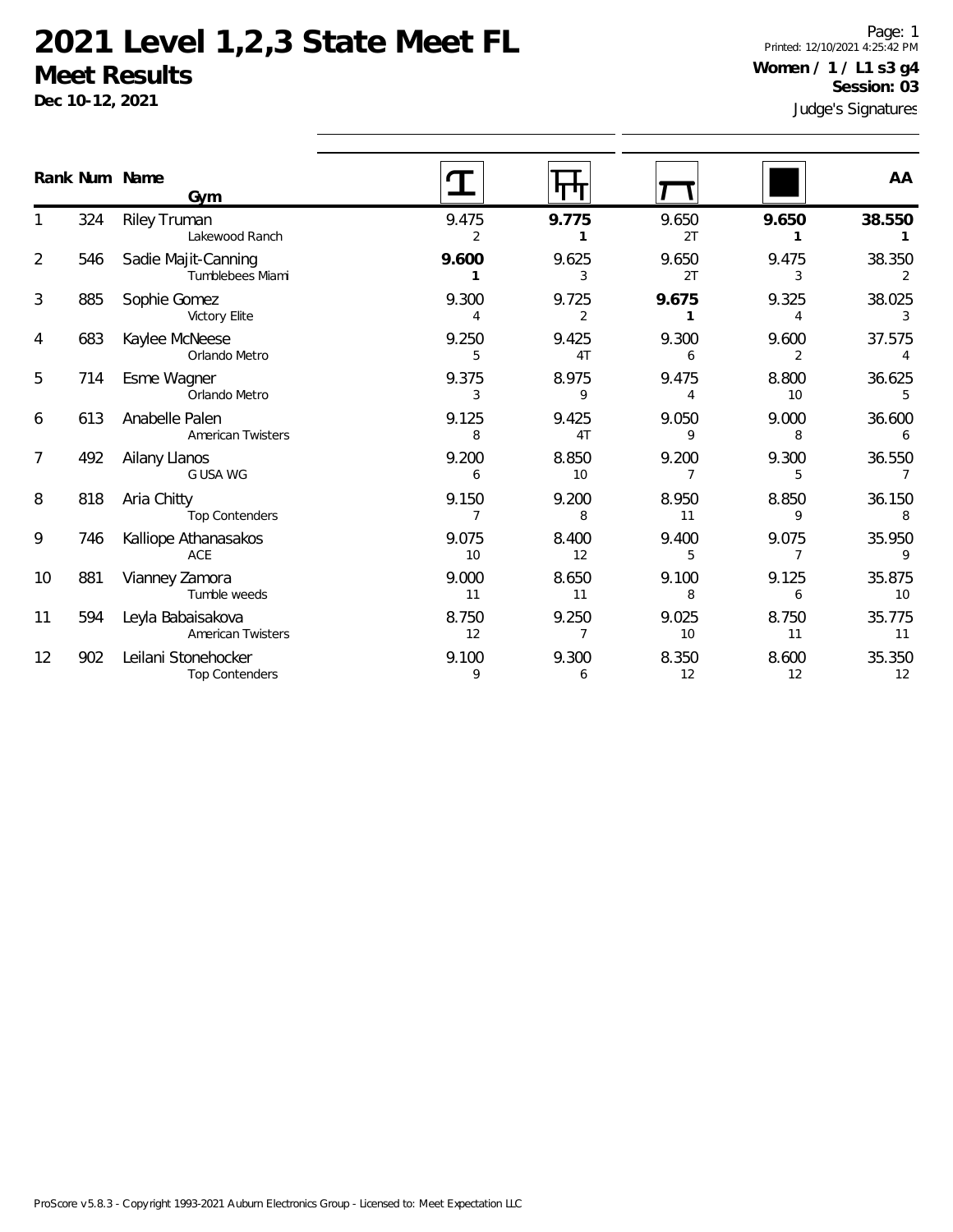# 2021 Level 1,2,3 State Meet FL

## Meet Results

**Dec 10-12, 2021**

Page: 1
Printed: 12/10/2021 4:25:42 PM

**Women / 1 / L1 s3 g4**
**Session: 03**

Judge's Signatures

| Rank | Num | Name / Gym | Vault | Bars | Beam | Floor | AA |
|---|---|---|---|---|---|---|---|
| 1 | 324 | Riley Truman / Lakewood Ranch | 9.475 / 2 | **9.775 / 1** | 9.650 / 2T | **9.650 / 1** | **38.550 / 1** |
| 2 | 546 | Sadie Majit-Canning / Tumblebees Miami | **9.600 / 1** | 9.625 / 3 | 9.650 / 2T | 9.475 / 3 | 38.350 / 2 |
| 3 | 885 | Sophie Gomez / Victory Elite | 9.300 / 4 | 9.725 / 2 | **9.675 / 1** | 9.325 / 4 | 38.025 / 3 |
| 4 | 683 | Kaylee McNeese / Orlando Metro | 9.250 / 5 | 9.425 / 4T | 9.300 / 6 | 9.600 / 2 | 37.575 / 4 |
| 5 | 714 | Esme Wagner / Orlando Metro | 9.375 / 3 | 8.975 / 9 | 9.475 / 4 | 8.800 / 10 | 36.625 / 5 |
| 6 | 613 | Anabelle Palen / American Twisters | 9.125 / 8 | 9.425 / 4T | 9.050 / 9 | 9.000 / 8 | 36.600 / 6 |
| 7 | 492 | Ailany Llanos / G USA WG | 9.200 / 6 | 8.850 / 10 | 9.200 / 7 | 9.300 / 5 | 36.550 / 7 |
| 8 | 818 | Aria Chitty / Top Contenders | 9.150 / 7 | 9.200 / 8 | 8.950 / 11 | 8.850 / 9 | 36.150 / 8 |
| 9 | 746 | Kalliope Athanasakos / ACE | 9.075 / 10 | 8.400 / 12 | 9.400 / 5 | 9.075 / 7 | 35.950 / 9 |
| 10 | 881 | Vianney Zamora / Tumble weeds | 9.000 / 11 | 8.650 / 11 | 9.100 / 8 | 9.125 / 6 | 35.875 / 10 |
| 11 | 594 | Leyla Babaisakova / American Twisters | 8.750 / 12 | 9.250 / 7 | 9.025 / 10 | 8.750 / 11 | 35.775 / 11 |
| 12 | 902 | Leilani Stonehocker / Top Contenders | 9.100 / 9 | 9.300 / 6 | 8.350 / 12 | 8.600 / 12 | 35.350 / 12 |

ProScore v5.8.3 - Copyright 1993-2021 Auburn Electronics Group - Licensed to: Meet Expectation LLC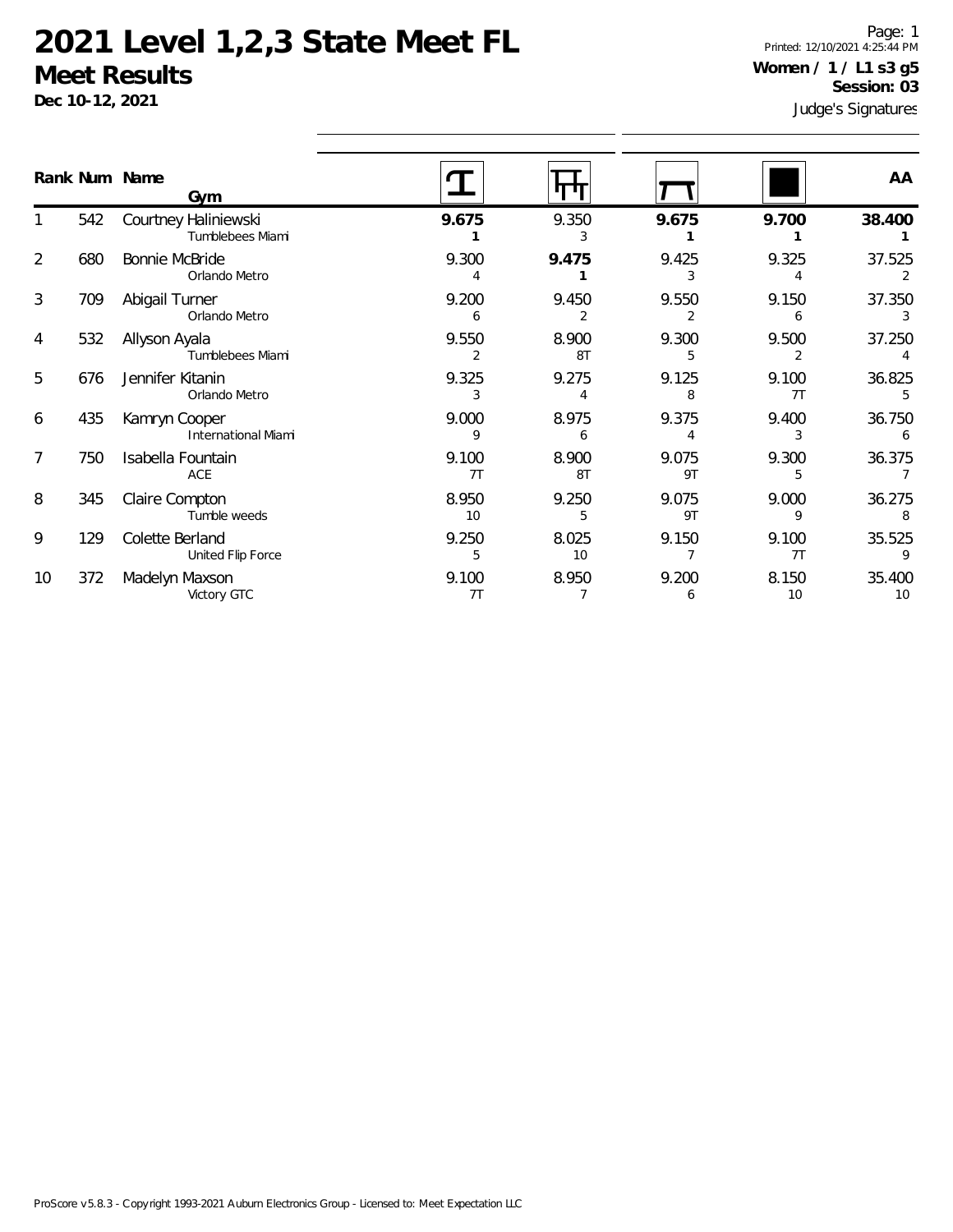# 2021 Level 1,2,3 State Meet FL

## Meet Results

**Dec 10-12, 2021**

Printed: 12/10/2021 4:25:44 PM

**Women / 1 / L1 s3 g5**

**Session: 03**

Judge's Signatures

| Rank | Num | Name / Gym | Vault | Bars | Beam | Floor | AA |
|---|---|---|---|---|---|---|---|
| 1 | 542 | Courtney Haliniewski<br>Tumblebees Miami | **9.675**<br>**1** | 9.350<br>3 | **9.675**<br>**1** | **9.700**<br>**1** | **38.400**<br>**1** |
| 2 | 680 | Bonnie McBride<br>Orlando Metro | 9.300<br>4 | **9.475**<br>**1** | 9.425<br>3 | 9.325<br>4 | 37.525<br>2 |
| 3 | 709 | Abigail Turner<br>Orlando Metro | 9.200<br>6 | 9.450<br>2 | 9.550<br>2 | 9.150<br>6 | 37.350<br>3 |
| 4 | 532 | Allyson Ayala<br>Tumblebees Miami | 9.550<br>2 | 8.900<br>8T | 9.300<br>5 | 9.500<br>2 | 37.250<br>4 |
| 5 | 676 | Jennifer Kitanin<br>Orlando Metro | 9.325<br>3 | 9.275<br>4 | 9.125<br>8 | 9.100<br>7T | 36.825<br>5 |
| 6 | 435 | Kamryn Cooper<br>International Miami | 9.000<br>9 | 8.975<br>6 | 9.375<br>4 | 9.400<br>3 | 36.750<br>6 |
| 7 | 750 | Isabella Fountain<br>ACE | 9.100<br>7T | 8.900<br>8T | 9.075<br>9T | 9.300<br>5 | 36.375<br>7 |
| 8 | 345 | Claire Compton<br>Tumble weeds | 8.950<br>10 | 9.250<br>5 | 9.075<br>9T | 9.000<br>9 | 36.275<br>8 |
| 9 | 129 | Colette Berland<br>United Flip Force | 9.250<br>5 | 8.025<br>10 | 9.150<br>7 | 9.100<br>7T | 35.525<br>9 |
| 10 | 372 | Madelyn Maxson<br>Victory GTC | 9.100<br>7T | 8.950<br>7 | 9.200<br>6 | 8.150<br>10 | 35.400<br>10 |

ProScore v5.8.3 - Copyright 1993-2021 Auburn Electronics Group - Licensed to: Meet Expectation LLC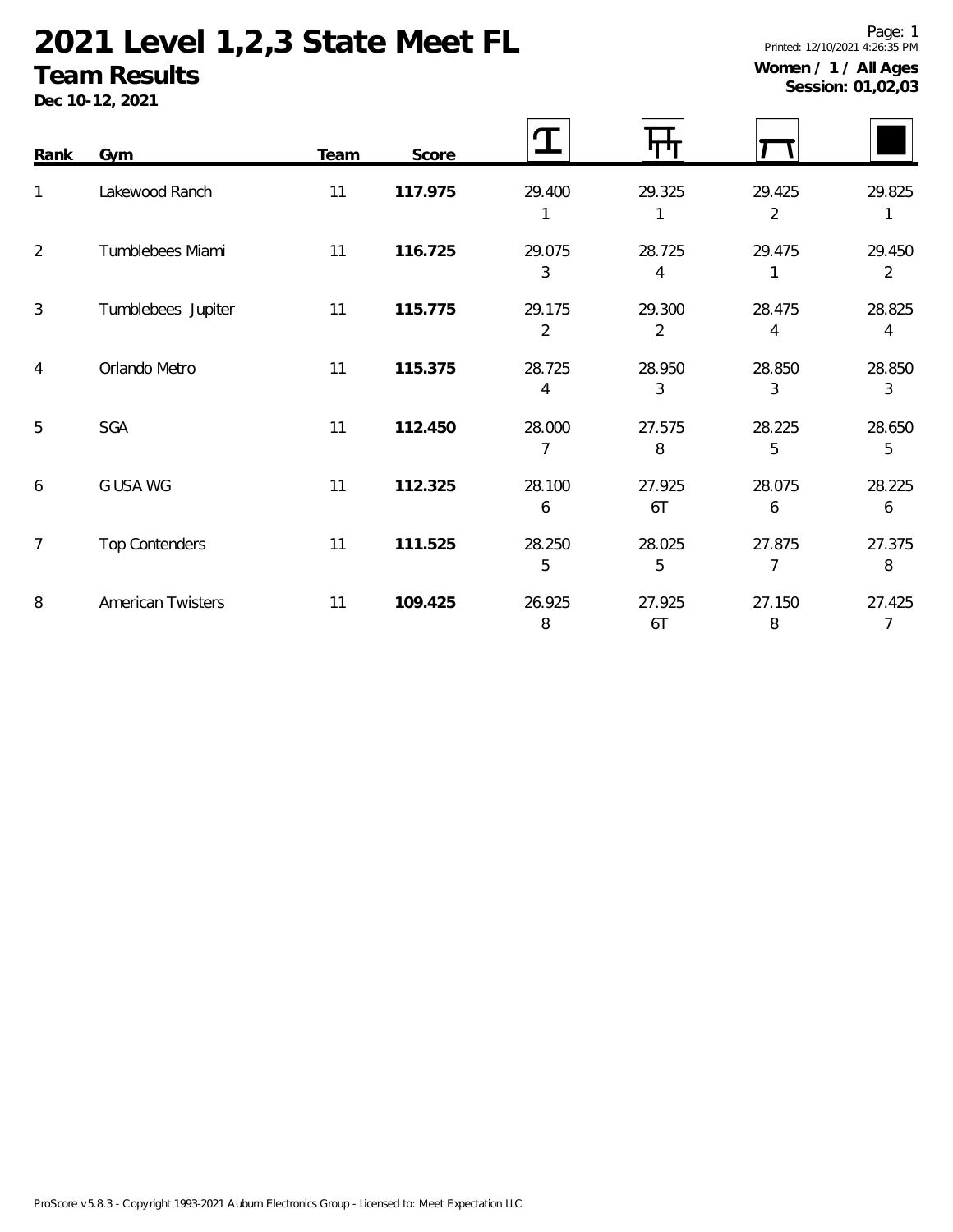# 2021 Level 1,2,3 State Meet FL

## Team Results

**Dec 10-12, 2021**

Page: 1
Printed: 12/10/2021 4:26:35 PM

**Women / 1 / All Ages**
**Session: 01,02,03**

| Rank | Gym | Team | Score | Vault | Bars | Beam | Floor |
|---|---|---|---|---|---|---|---|
| 1 | Lakewood Ranch | 11 | **117.975** | 29.400<br>1 | 29.325<br>1 | 29.425<br>2 | 29.825<br>1 |
| 2 | Tumblebees Miami | 11 | **116.725** | 29.075<br>3 | 28.725<br>4 | 29.475<br>1 | 29.450<br>2 |
| 3 | Tumblebees Jupiter | 11 | **115.775** | 29.175<br>2 | 29.300<br>2 | 28.475<br>4 | 28.825<br>4 |
| 4 | Orlando Metro | 11 | **115.375** | 28.725<br>4 | 28.950<br>3 | 28.850<br>3 | 28.850<br>3 |
| 5 | SGA | 11 | **112.450** | 28.000<br>7 | 27.575<br>8 | 28.225<br>5 | 28.650<br>5 |
| 6 | G USA WG | 11 | **112.325** | 28.100<br>6 | 27.925<br>6T | 28.075<br>6 | 28.225<br>6 |
| 7 | Top Contenders | 11 | **111.525** | 28.250<br>5 | 28.025<br>5 | 27.875<br>7 | 27.375<br>8 |
| 8 | American Twisters | 11 | **109.425** | 26.925<br>8 | 27.925<br>6T | 27.150<br>8 | 27.425<br>7 |

ProScore v5.8.3 - Copyright 1993-2021 Auburn Electronics Group - Licensed to: Meet Expectation LLC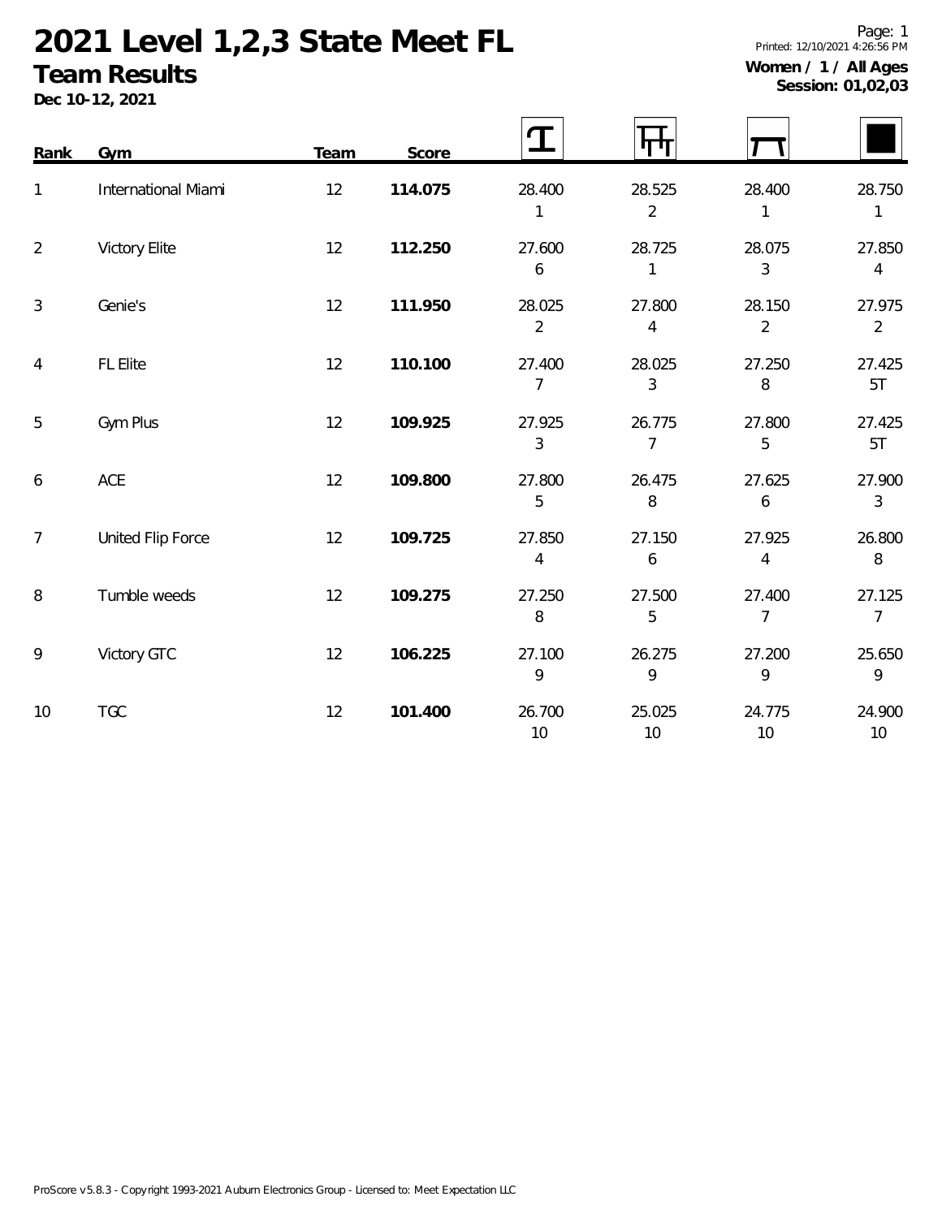# 2021 Level 1,2,3 State Meet FL

## Team Results

**Dec 10-12, 2021**

**Women / 1 / All Ages**
**Session: 01,02,03**

| Rank | Gym | Team | Score | Vault | Bars | Beam | Floor |
|---|---|---|---|---|---|---|---|
| 1 | International Miami | 12 | **114.075** | 28.400 1 | 28.525 2 | 28.400 1 | 28.750 1 |
| 2 | Victory Elite | 12 | **112.250** | 27.600 6 | 28.725 1 | 28.075 3 | 27.850 4 |
| 3 | Genie's | 12 | **111.950** | 28.025 2 | 27.800 4 | 28.150 2 | 27.975 2 |
| 4 | FL Elite | 12 | **110.100** | 27.400 7 | 28.025 3 | 27.250 8 | 27.425 5T |
| 5 | Gym Plus | 12 | **109.925** | 27.925 3 | 26.775 7 | 27.800 5 | 27.425 5T |
| 6 | ACE | 12 | **109.800** | 27.800 5 | 26.475 8 | 27.625 6 | 27.900 3 |
| 7 | United Flip Force | 12 | **109.725** | 27.850 4 | 27.150 6 | 27.925 4 | 26.800 8 |
| 8 | Tumble weeds | 12 | **109.275** | 27.250 8 | 27.500 5 | 27.400 7 | 27.125 7 |
| 9 | Victory GTC | 12 | **106.225** | 27.100 9 | 26.275 9 | 27.200 9 | 25.650 9 |
| 10 | TGC | 12 | **101.400** | 26.700 10 | 25.025 10 | 24.775 10 | 24.900 10 |

ProScore v5.8.3 - Copyright 1993-2021 Auburn Electronics Group - Licensed to: Meet Expectation LLC